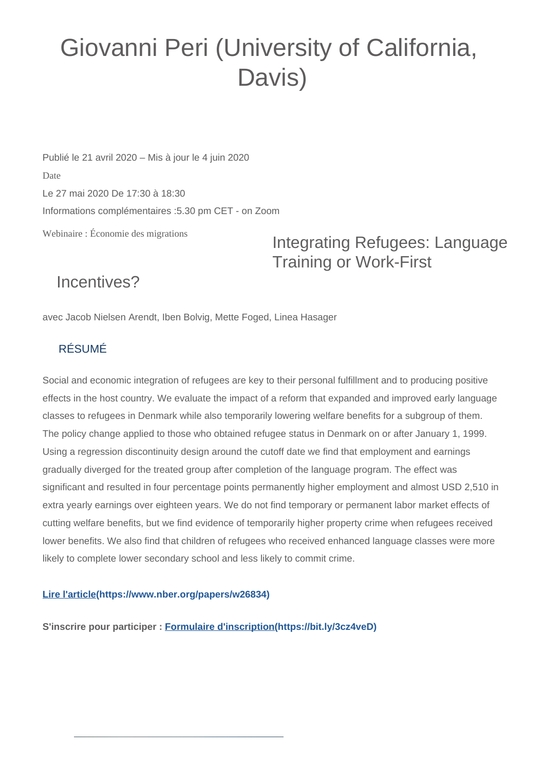# Giovanni Peri (University of California, Davis)

Publié le 21 avril 2020 – Mis à jour le 4 juin 2020

Date

Le 27 mai 2020 De 17:30 à 18:30

Informations complémentaires :5.30 pm CET - on Zoom

Webinaire : Économie des migrations

## Integrating Refugees: Language Training or Work-First Incentives?

avec Jacob Nielsen Arendt, Iben Bolvig, Mette Foged, Linea Hasager

### RÉSUMÉ

Social and economic integration of refugees are key to their personal fulfillment and to producing positive effects in the host country. We evaluate the impact of a reform that expanded and improved early language classes to refugees in Denmark while also temporarily lowering welfare benefits for a subgroup of them. The policy change applied to those who obtained refugee status in Denmark on or after January 1, 1999. Using a regression discontinuity design around the cutoff date we find that employment and earnings gradually diverged for the treated group after completion of the language program. The effect was significant and resulted in four percentage points permanently higher employment and almost USD 2,510 in extra yearly earnings over eighteen years. We do not find temporary or permanent labor market effects of cutting welfare benefits, but we find evidence of temporarily higher property crime when refugees received lower benefits. We also find that children of refugees who received enhanced language classes were more likely to complete lower secondary school and less likely to commit crime.

**Lire l'article(https://www.nber.org/papers/w26834)**

**S'inscrire pour participer : Formulaire d'inscription(https://bit.ly/3cz4veD)**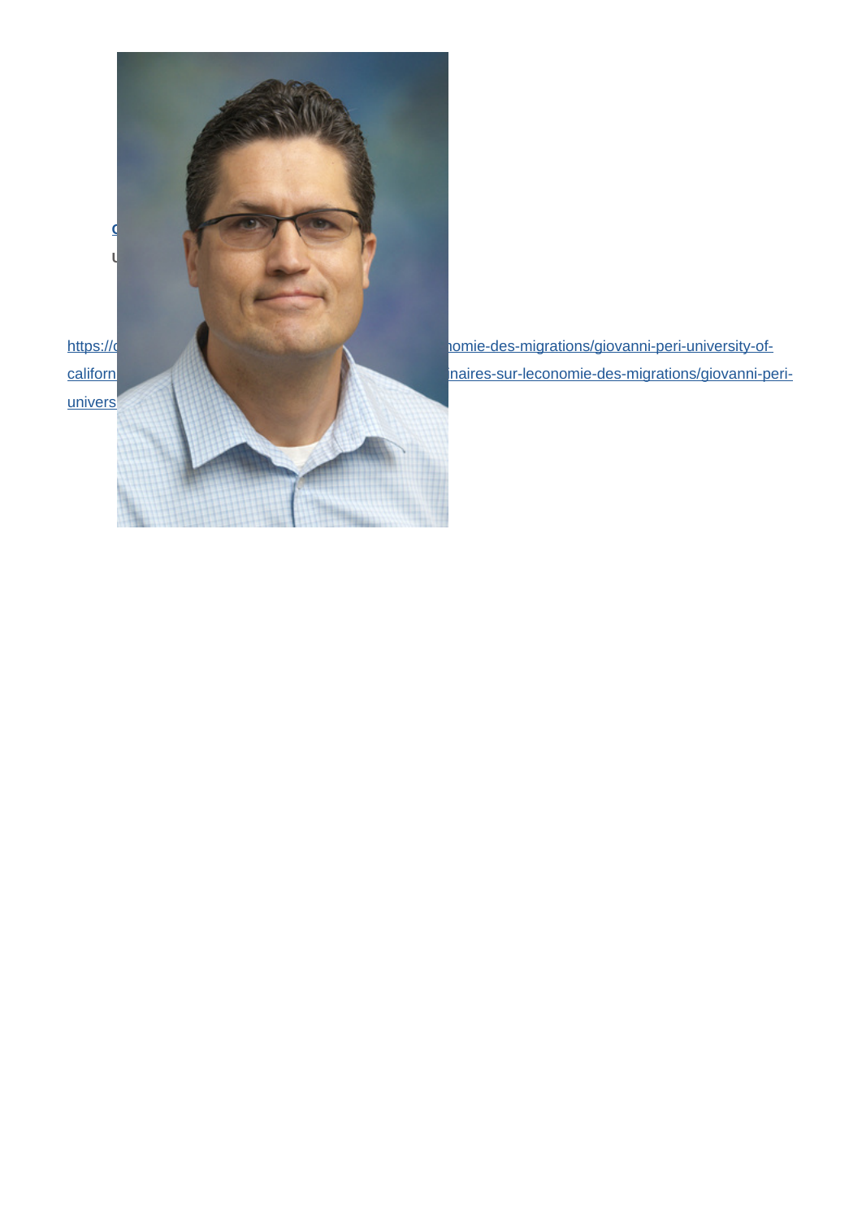homie-des-migrations/giovanni-peri-university-of-

inaires-sur-leconomie-des-migrations/giovanni-peri-

https://c

californ

univers